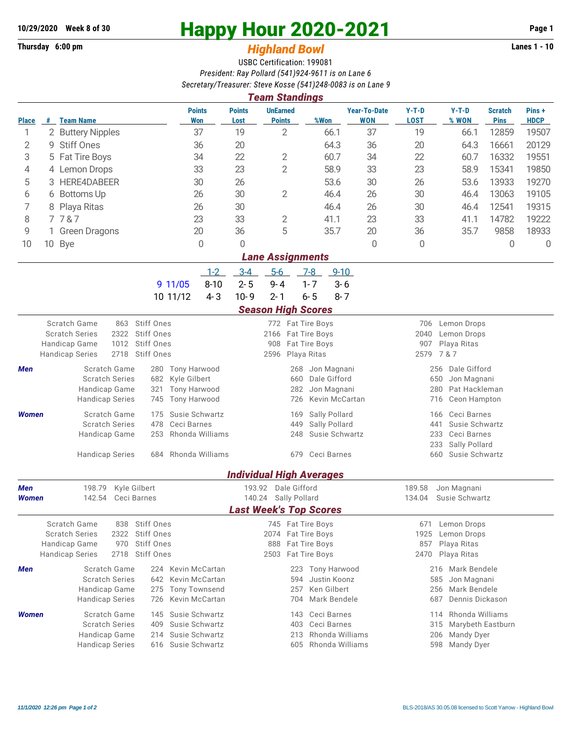**10/29/2020 Week 8 of 30**

# Happy Hour 2020-2021

**Thursday 6:00 pm** — ***Highland Bowl*** — **Lanes 1 - 10**

USBC Certification: 199081

*President: Ray Pollard (541)924-9611 is on Lane 6*

*Secretary/Treasurer: Steve Kosse (541)248-0083 is on Lane 9*

## Team Standings

| Place | # | Team Name | Points Won | Points Lost | UnEarned Points | %Won | Year-To-Date WON | Y-T-D LOST | Y-T-D % WON | Scratch Pins | Pins + HDCP |
|---|---|---|---|---|---|---|---|---|---|---|---|
| 1 | 2 | Buttery Nipples | 37 | 19 | 2 | 66.1 | 37 | 19 | 66.1 | 12859 | 19507 |
| 2 | 9 | Stiff Ones | 36 | 20 | | 64.3 | 36 | 20 | 64.3 | 16661 | 20129 |
| 3 | 5 | Fat Tire Boys | 34 | 22 | 2 | 60.7 | 34 | 22 | 60.7 | 16332 | 19551 |
| 4 | 4 | Lemon Drops | 33 | 23 | 2 | 58.9 | 33 | 23 | 58.9 | 15341 | 19850 |
| 5 | 3 | HERE4DABEER | 30 | 26 | | 53.6 | 30 | 26 | 53.6 | 13933 | 19270 |
| 6 | 6 | Bottoms Up | 26 | 30 | 2 | 46.4 | 26 | 30 | 46.4 | 13063 | 19105 |
| 7 | 8 | Playa Ritas | 26 | 30 | | 46.4 | 26 | 30 | 46.4 | 12541 | 19315 |
| 8 | 7 | 7 & 7 | 23 | 33 | 2 | 41.1 | 23 | 33 | 41.1 | 14782 | 19222 |
| 9 | 1 | Green Dragons | 20 | 36 | 5 | 35.7 | 20 | 36 | 35.7 | 9858 | 18933 |
| 10 | 10 | Bye | 0 | 0 | | | 0 | 0 | | 0 | 0 |

## Lane Assignments

| | | 1-2 | 3-4 | 5-6 | 7-8 | 9-10 |
|---|---|---|---|---|---|---|
| 9 | 11/05 | 8-10 | 2-5 | 9-4 | 1-7 | 3-6 |
| 10 | 11/12 | 4-3 | 10-9 | 2-1 | 6-5 | 8-7 |

## Season High Scores

| | | | | | | |
|---|---|---|---|---|---|---|
| Scratch Game | 863 | Stiff Ones | 772 | Fat Tire Boys | 706 | Lemon Drops |
| Scratch Series | 2322 | Stiff Ones | 2166 | Fat Tire Boys | 2040 | Lemon Drops |
| Handicap Game | 1012 | Stiff Ones | 908 | Fat Tire Boys | 907 | Playa Ritas |
| Handicap Series | 2718 | Stiff Ones | 2596 | Playa Ritas | 2579 | 7 & 7 |

***Men***

| | | | | | | |
|---|---|---|---|---|---|---|
| Scratch Game | 280 | Tony Harwood | 268 | Jon Magnani | 256 | Dale Gifford |
| Scratch Series | 682 | Kyle Gilbert | 660 | Dale Gifford | 650 | Jon Magnani |
| Handicap Game | 321 | Tony Harwood | 282 | Jon Magnani | 280 | Pat Hackleman |
| Handicap Series | 745 | Tony Harwood | 726 | Kevin McCartan | 716 | Ceon Hampton |

***Women***

| | | | | | | |
|---|---|---|---|---|---|---|
| Scratch Game | 175 | Susie Schwartz | 169 | Sally Pollard | 166 | Ceci Barnes |
| Scratch Series | 478 | Ceci Barnes | 449 | Sally Pollard | 441 | Susie Schwartz |
| Handicap Game | 253 | Rhonda Williams | 248 | Susie Schwartz | 233 | Ceci Barnes |
| | | | | | 233 | Sally Pollard |
| Handicap Series | 684 | Rhonda Williams | 679 | Ceci Barnes | 660 | Susie Schwartz |

## Individual High Averages

| | | | | | | |
|---|---|---|---|---|---|---|
| ***Men*** | 198.79 | Kyle Gilbert | 193.92 | Dale Gifford | 189.58 | Jon Magnani |
| ***Women*** | 142.54 | Ceci Barnes | 140.24 | Sally Pollard | 134.04 | Susie Schwartz |

## Last Week's Top Scores

| | | | | | | |
|---|---|---|---|---|---|---|
| Scratch Game | 838 | Stiff Ones | 745 | Fat Tire Boys | 671 | Lemon Drops |
| Scratch Series | 2322 | Stiff Ones | 2074 | Fat Tire Boys | 1925 | Lemon Drops |
| Handicap Game | 970 | Stiff Ones | 888 | Fat Tire Boys | 857 | Playa Ritas |
| Handicap Series | 2718 | Stiff Ones | 2503 | Fat Tire Boys | 2470 | Playa Ritas |

***Men***

| | | | | | | |
|---|---|---|---|---|---|---|
| Scratch Game | 224 | Kevin McCartan | 223 | Tony Harwood | 216 | Mark Bendele |
| Scratch Series | 642 | Kevin McCartan | 594 | Justin Koonz | 585 | Jon Magnani |
| Handicap Game | 275 | Tony Townsend | 257 | Ken Gilbert | 256 | Mark Bendele |
| Handicap Series | 726 | Kevin McCartan | 704 | Mark Bendele | 687 | Dennis Dickason |

***Women***

| | | | | | | |
|---|---|---|---|---|---|---|
| Scratch Game | 145 | Susie Schwartz | 143 | Ceci Barnes | 114 | Rhonda Williams |
| Scratch Series | 409 | Susie Schwartz | 403 | Ceci Barnes | 315 | Marybeth Eastburn |
| Handicap Game | 214 | Susie Schwartz | 213 | Rhonda Williams | 206 | Mandy Dyer |
| Handicap Series | 616 | Susie Schwartz | 605 | Rhonda Williams | 598 | Mandy Dyer |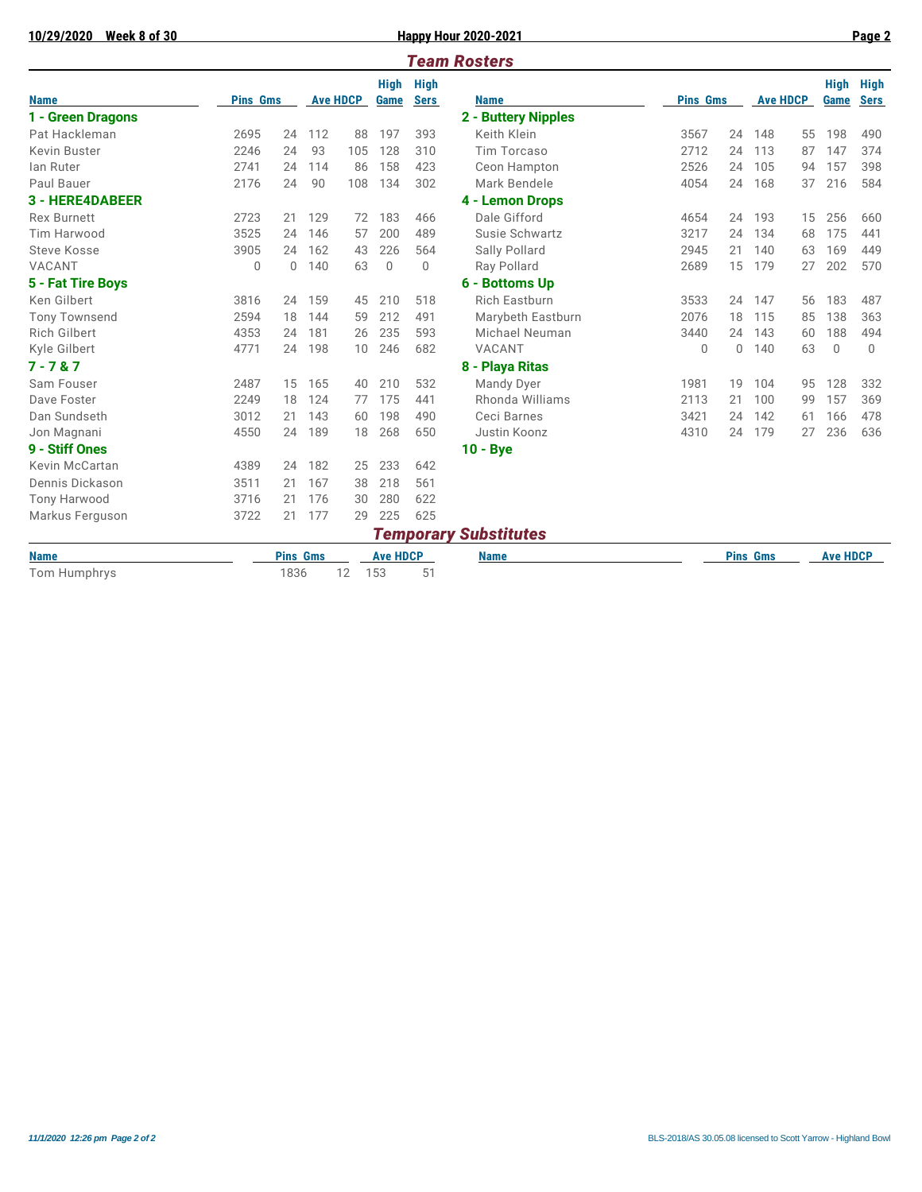## Team Rosters

| Name | Pins | Gms | Ave | HDCP | High Game | High Sers |
|---|---|---|---|---|---|---|
| **1 - Green Dragons** | | | | | | |
| Pat Hackleman | 2695 | 24 | 112 | 88 | 197 | 393 |
| Kevin Buster | 2246 | 24 | 93 | 105 | 128 | 310 |
| Ian Ruter | 2741 | 24 | 114 | 86 | 158 | 423 |
| Paul Bauer | 2176 | 24 | 90 | 108 | 134 | 302 |
| **2 - Buttery Nipples** | | | | | | |
| Keith Klein | 3567 | 24 | 148 | 55 | 198 | 490 |
| Tim Torcaso | 2712 | 24 | 113 | 87 | 147 | 374 |
| Ceon Hampton | 2526 | 24 | 105 | 94 | 157 | 398 |
| Mark Bendele | 4054 | 24 | 168 | 37 | 216 | 584 |
| **3 - HERE4DABEER** | | | | | | |
| Rex Burnett | 2723 | 21 | 129 | 72 | 183 | 466 |
| Tim Harwood | 3525 | 24 | 146 | 57 | 200 | 489 |
| Steve Kosse | 3905 | 24 | 162 | 43 | 226 | 564 |
| VACANT | 0 | 0 | 140 | 63 | 0 | 0 |
| **4 - Lemon Drops** | | | | | | |
| Dale Gifford | 4654 | 24 | 193 | 15 | 256 | 660 |
| Susie Schwartz | 3217 | 24 | 134 | 68 | 175 | 441 |
| Sally Pollard | 2945 | 21 | 140 | 63 | 169 | 449 |
| Ray Pollard | 2689 | 15 | 179 | 27 | 202 | 570 |
| **5 - Fat Tire Boys** | | | | | | |
| Ken Gilbert | 3816 | 24 | 159 | 45 | 210 | 518 |
| Tony Townsend | 2594 | 18 | 144 | 59 | 212 | 491 |
| Rich Gilbert | 4353 | 24 | 181 | 26 | 235 | 593 |
| Kyle Gilbert | 4771 | 24 | 198 | 10 | 246 | 682 |
| **6 - Bottoms Up** | | | | | | |
| Rich Eastburn | 3533 | 24 | 147 | 56 | 183 | 487 |
| Marybeth Eastburn | 2076 | 18 | 115 | 85 | 138 | 363 |
| Michael Neuman | 3440 | 24 | 143 | 60 | 188 | 494 |
| VACANT | 0 | 0 | 140 | 63 | 0 | 0 |
| **7 - 7 & 7** | | | | | | |
| Sam Fouser | 2487 | 15 | 165 | 40 | 210 | 532 |
| Dave Foster | 2249 | 18 | 124 | 77 | 175 | 441 |
| Dan Sundseth | 3012 | 21 | 143 | 60 | 198 | 490 |
| Jon Magnani | 4550 | 24 | 189 | 18 | 268 | 650 |
| **8 - Playa Ritas** | | | | | | |
| Mandy Dyer | 1981 | 19 | 104 | 95 | 128 | 332 |
| Rhonda Williams | 2113 | 21 | 100 | 99 | 157 | 369 |
| Ceci Barnes | 3421 | 24 | 142 | 61 | 166 | 478 |
| Justin Koonz | 4310 | 24 | 179 | 27 | 236 | 636 |
| **9 - Stiff Ones** | | | | | | |
| Kevin McCartan | 4389 | 24 | 182 | 25 | 233 | 642 |
| Dennis Dickason | 3511 | 21 | 167 | 38 | 218 | 561 |
| Tony Harwood | 3716 | 21 | 176 | 30 | 280 | 622 |
| Markus Ferguson | 3722 | 21 | 177 | 29 | 225 | 625 |
| **10 - Bye** | | | | | | |

## Temporary Substitutes

| Name | Pins | Gms | Ave | HDCP |
|---|---|---|---|---|
| Tom Humphrys | 1836 | 12 | 153 | 51 |